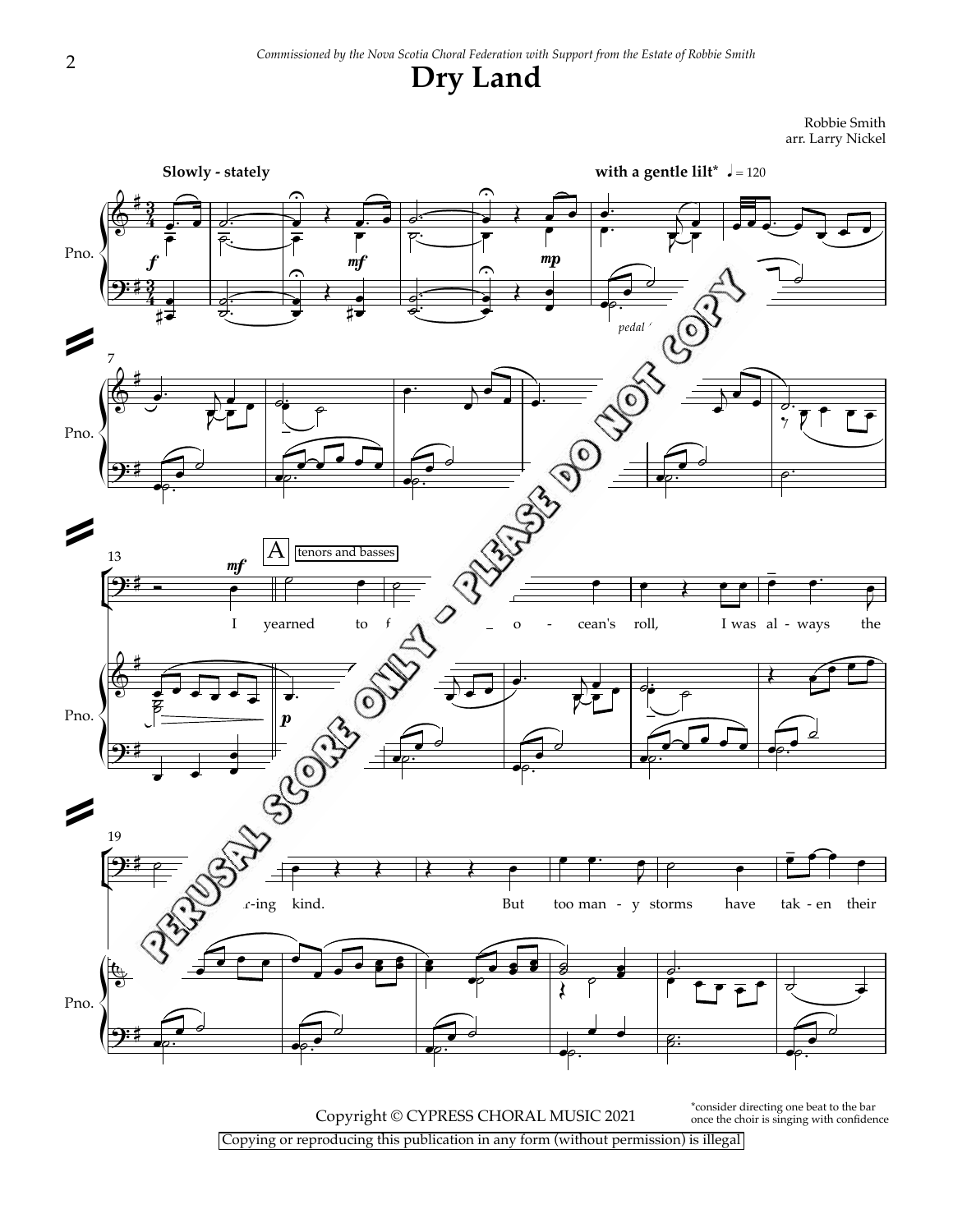*Commissioned by the Nova Scotia Choral Federation with Support from the Estate of Robbie Smith*

# Dry Land

Robbie Smith
arr. Larry Nickel

Copyright © CYPRESS CHORAL MUSIC 2021

Copying or reproducing this publication in any form (without permission) is illegal

*consider directing one beat to the bar once the choir is singing with confidence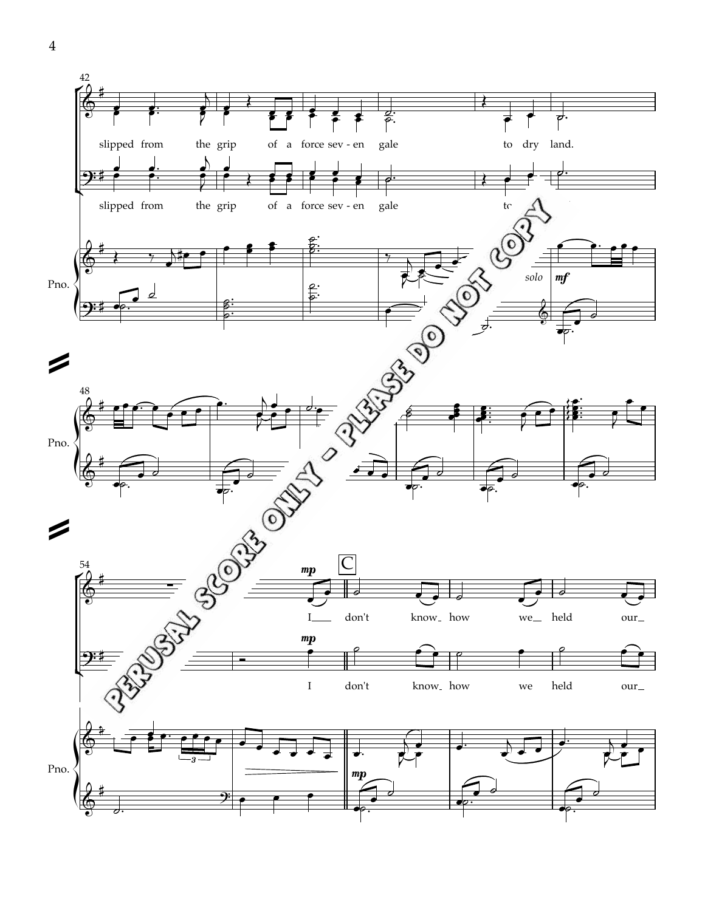42

slipped from the grip of a force sev - en gale to dry land.

slipped from the grip of a force sev - en gale to

Pno.

solo

*mf*

48

Pno.

54

*mp*

C

I don't know how we held our

*mp*

I don't know how we held our

Pno.

3

*mp*

PERUSAL SCORE ONLY - PLEASE DO NOT COPY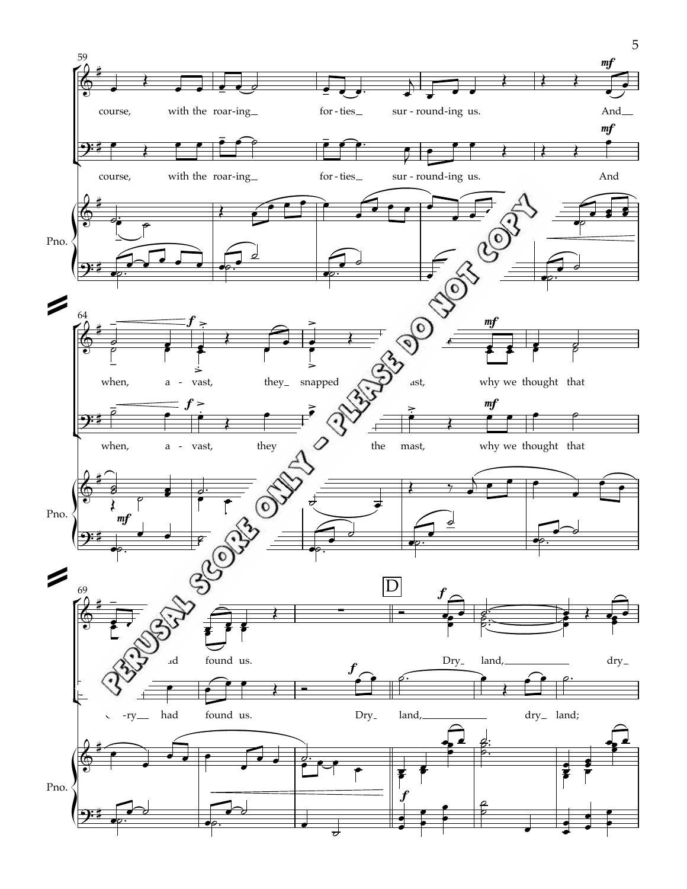course, with the roar-ing_ for-ties_ sur-round-ing us. And_

course, with the roar-ing_ for-ties_ sur-round-ing us. And

Pno.

when, a-vast, they_ snapped ...ast, why we thought that

when, a-vast, they ... the mast, why we thought that

Pno.

D

...ad found us. Dry_ land,_ dry_

...-ry_ had found us. Dry_ land,_ dry_ land;

Pno.

PERUSAL SCORE ONLY - PLEASE DO NOT COPY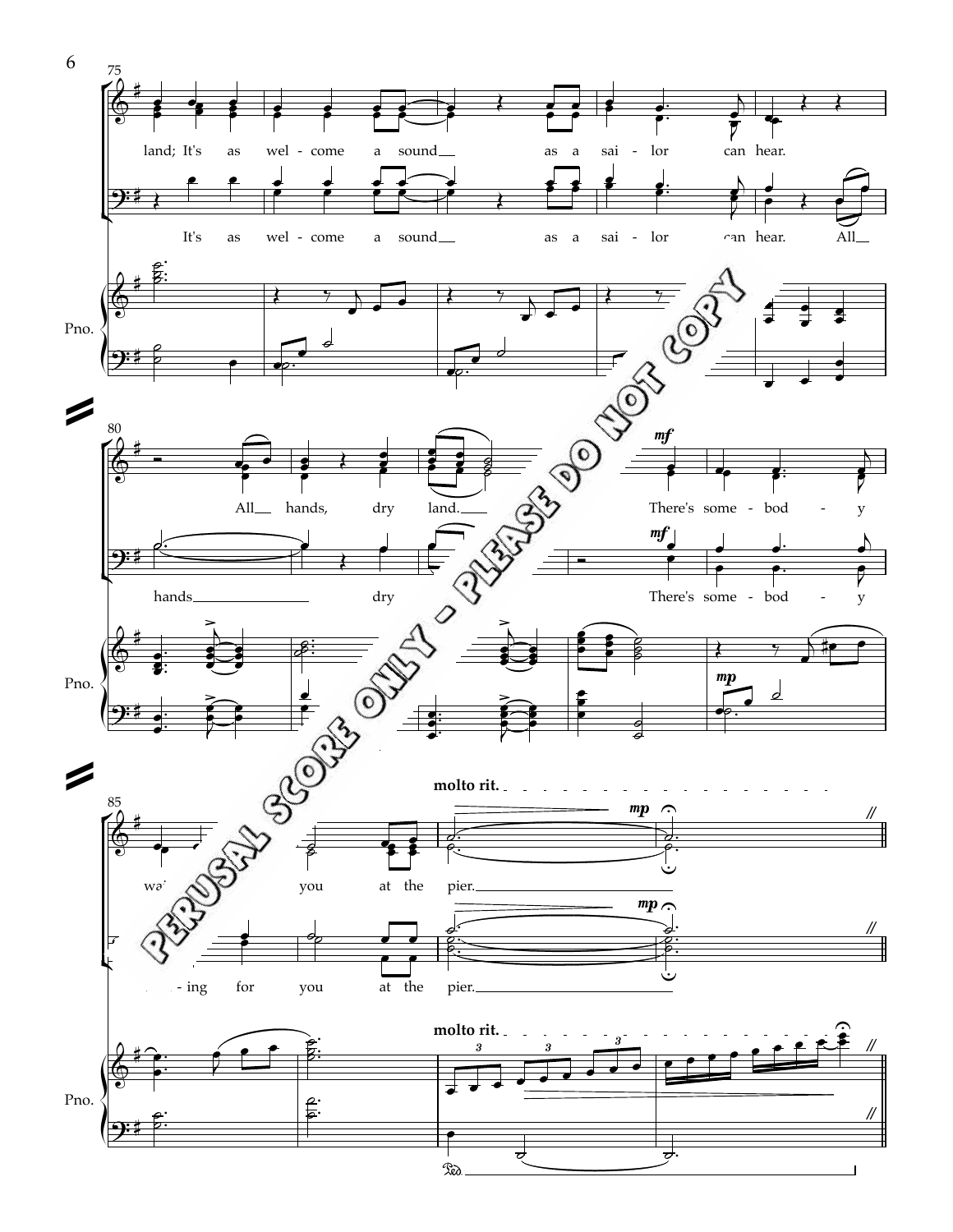land; It's as wel - come a sound__ as a sai - lor can hear.

It's as wel - come a sound__ as a sai - lor can hear. All__

Pno.

All__ hands, dry land.___ There's some - bod - y

hands________________ dry There's some - bod - y

*mf*

*mp*

Pno.

molto rit.

wai - ting for you at the pier.

*mp*

wai - ting for you at the pier.

*mp*

molto rit.

Pno.

PERUSAL SCORE ONLY - PLEASE DO NOT COPY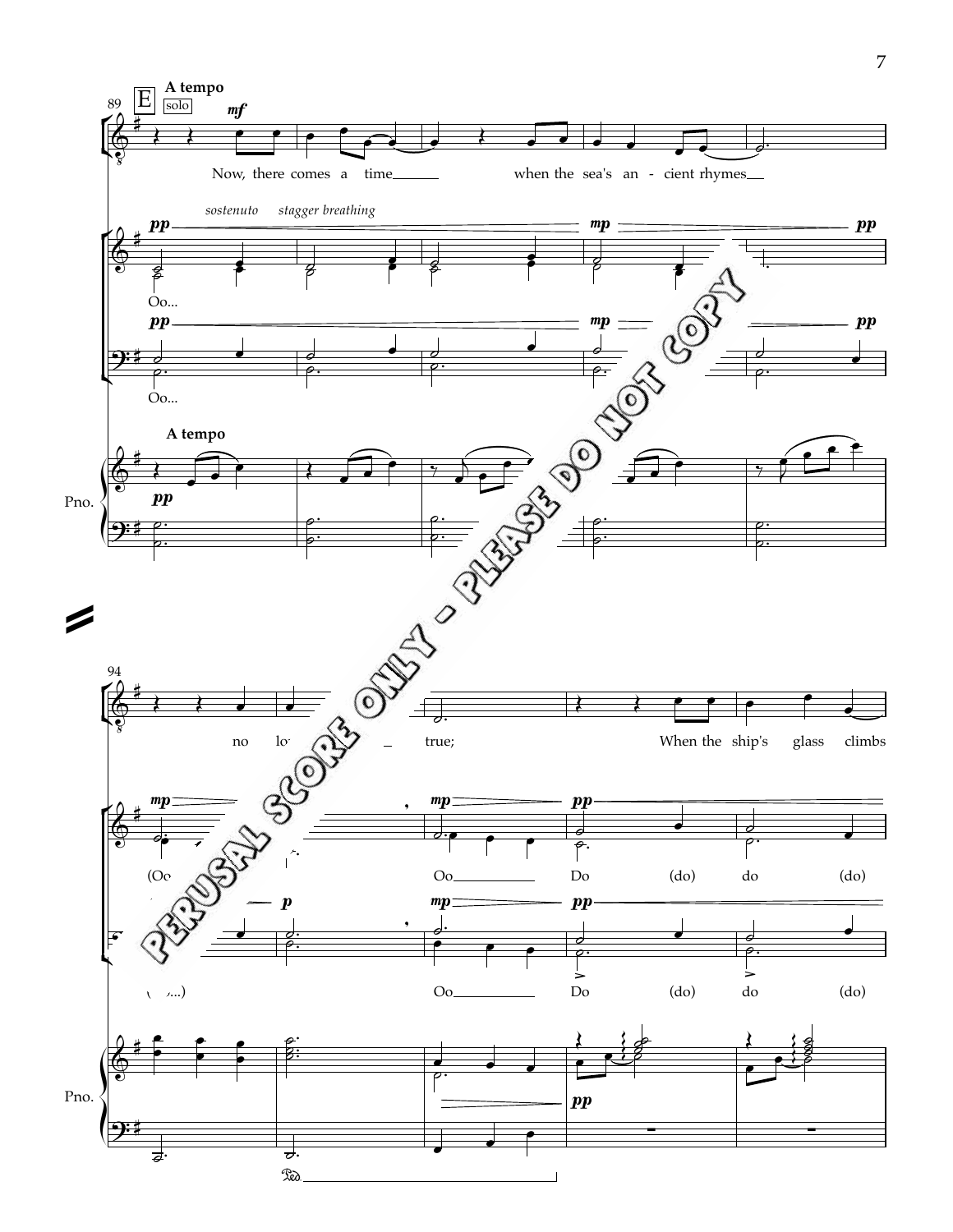89 E **A tempo** solo *mf*

Now, there comes a time when the sea's an - cient rhymes

*sostenuto* *stagger breathing* *pp* *mp* *pp*

Oo...

*pp* *mp* *pp*

Oo...

**A tempo**

Pno. *pp*

94

no lo[nger ring] true; When the ship's glass climbs

*mp* *mp* *pp*

(Oo...) Oo Do (do) do (do)

*p* *mp* *pp*

(Oo...) Oo Do (do) do (do)

Pno. *pp*

PERUSAL SCORE ONLY - PLEASE DO NOT COPY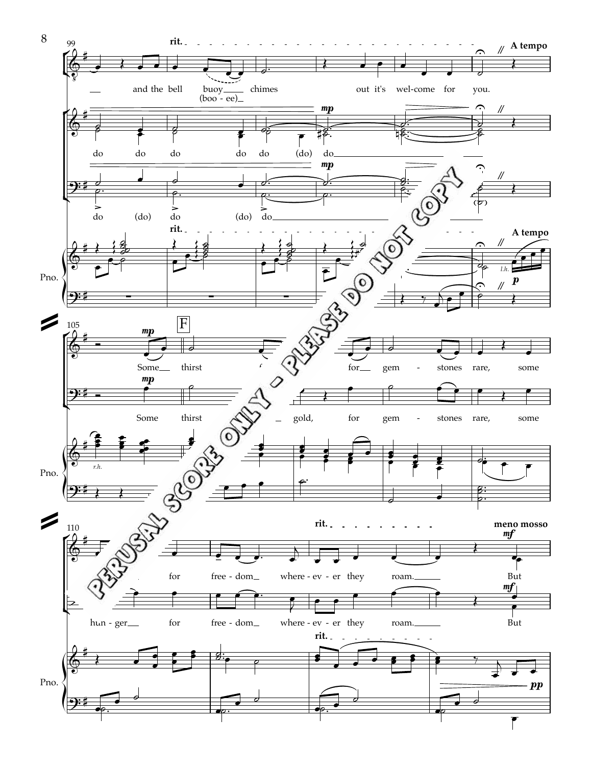rit. — A tempo

and the bell buoy (boo - ee) chimes out it's wel-come for you.

do do do do do (do) do

do (do) do (do) do

F

Some thirst for gold, for gem - stones rare, some hun - ger for free - dom where - ev - er they roam.

rit. — meno mosso

But

PERUSAL SCORE ONLY - PLEASE DO NOT COPY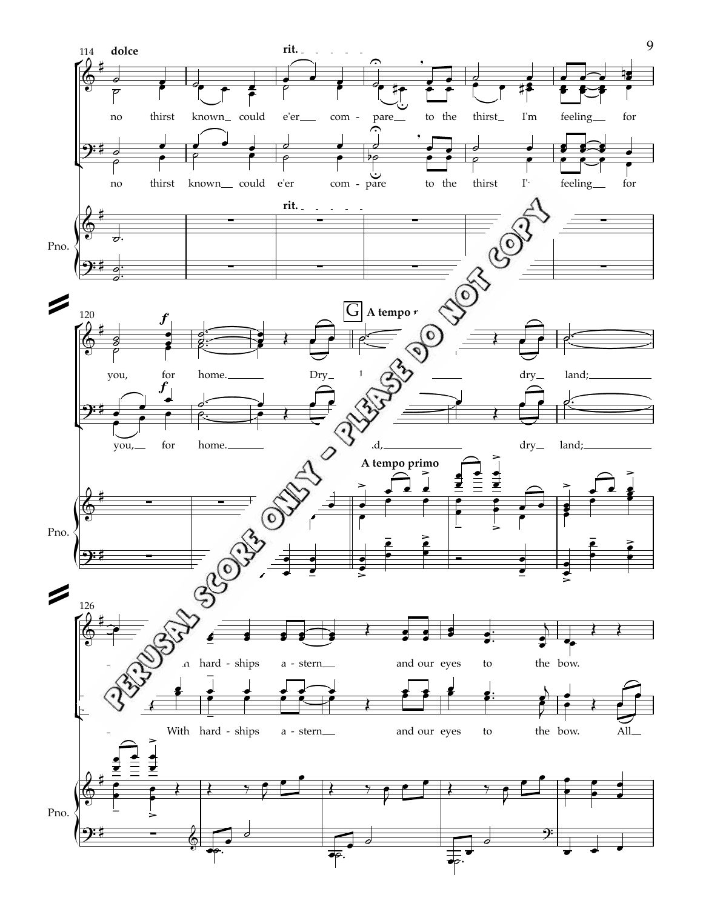dolce

rit.

no thirst known could e'er compare to the thirst I'm feeling for you, for home.

*f*

Dry land, dry land;

G A tempo primo

With hardships astern and our eyes to the bow. All

Pno.

PERUSAL SCORE ONLY - PLEASE DO NOT COPY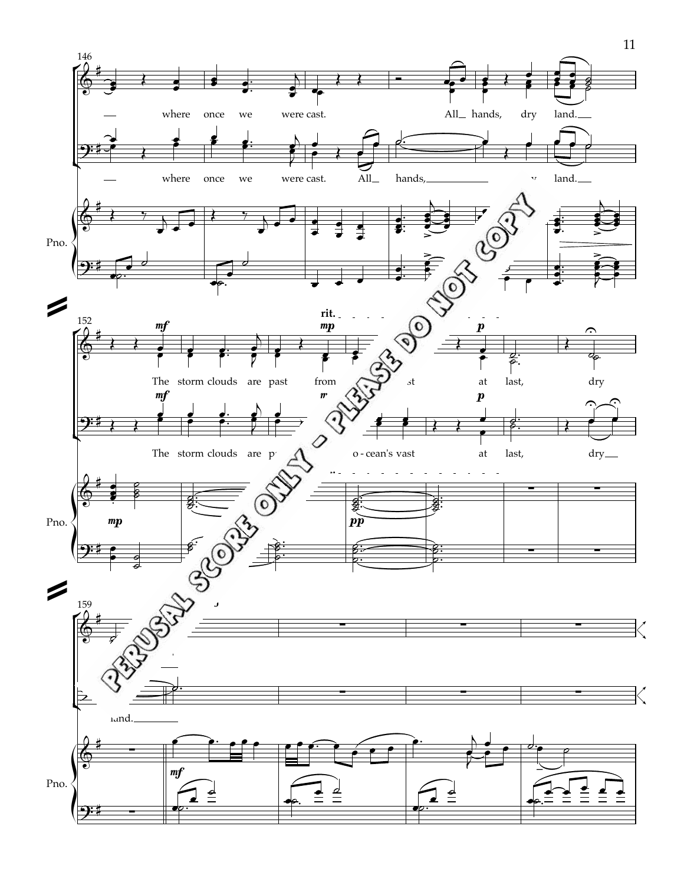where once we were cast. All hands, dry land.

where once we were cast. All hands, dry land.

Pno.

rit.

The storm clouds are past from ... at last, dry

The storm clouds are past ... o-cean's vast at last, dry

Pno.

land.

Pno.

PERUSAL SCORE ONLY - PLEASE DO NOT COPY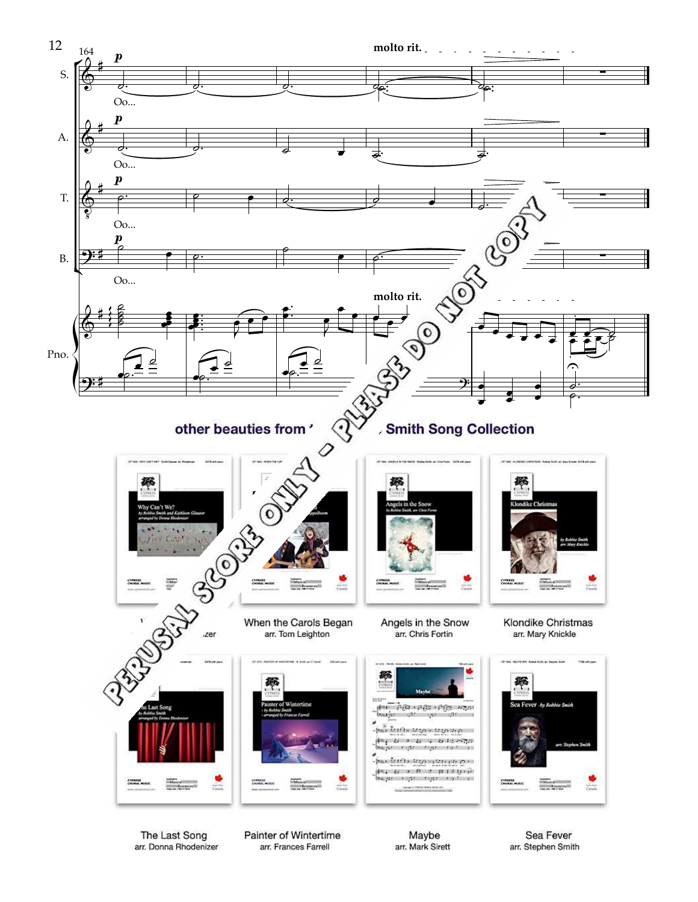molto rit.

Oo...

Oo...

Oo...

Oo...

PERUSAL SCORE ONLY - PLEASE DO NOT COPY

other beauties from the Robbie Smith Song Collection

Why Can't We?
arr. Donna Rhodenizer

When the Carols Began
arr. Tom Leighton

Angels in the Snow
arr. Chris Fortin

Klondike Christmas
arr. Mary Knickle

The Last Song
arr. Donna Rhodenizer

Painter of Wintertime
arr. Frances Farrell

Maybe
arr. Mark Sirett

Sea Fever
arr. Stephen Smith